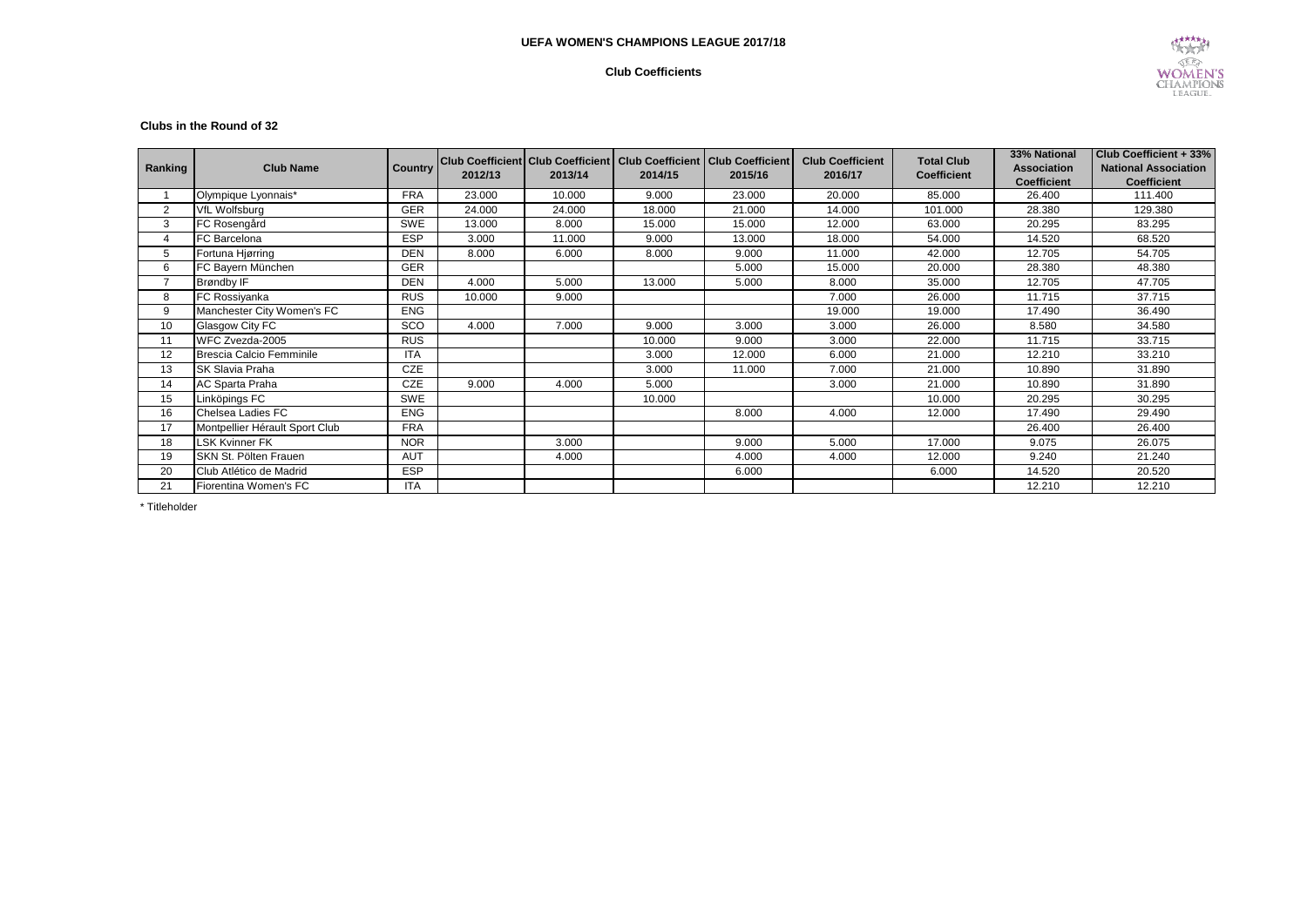# UEFA WOMEN'S CHAMPIONS LEAGUE 2017/18

## Club Coefficients

### Clubs in the Round of 32

| Ranking | Club Name | Country | Club Coefficient 2012/13 | Club Coefficient 2013/14 | Club Coefficient 2014/15 | Club Coefficient 2015/16 | Club Coefficient 2016/17 | Total Club Coefficient | 33% National Association Coefficient | Club Coefficient + 33% National Association Coefficient |
|---|---|---|---|---|---|---|---|---|---|---|
| 1 | Olympique Lyonnais* | FRA | 23.000 | 10.000 | 9.000 | 23.000 | 20.000 | 85.000 | 26.400 | 111.400 |
| 2 | VfL Wolfsburg | GER | 24.000 | 24.000 | 18.000 | 21.000 | 14.000 | 101.000 | 28.380 | 129.380 |
| 3 | FC Rosengård | SWE | 13.000 | 8.000 | 15.000 | 15.000 | 12.000 | 63.000 | 20.295 | 83.295 |
| 4 | FC Barcelona | ESP | 3.000 | 11.000 | 9.000 | 13.000 | 18.000 | 54.000 | 14.520 | 68.520 |
| 5 | Fortuna Hjørring | DEN | 8.000 | 6.000 | 8.000 | 9.000 | 11.000 | 42.000 | 12.705 | 54.705 |
| 6 | FC Bayern München | GER | | | | 5.000 | 15.000 | 20.000 | 28.380 | 48.380 |
| 7 | Brøndby IF | DEN | 4.000 | 5.000 | 13.000 | 5.000 | 8.000 | 35.000 | 12.705 | 47.705 |
| 8 | FC Rossiyanka | RUS | 10.000 | 9.000 | | | 7.000 | 26.000 | 11.715 | 37.715 |
| 9 | Manchester City Women's FC | ENG | | | | | 19.000 | 19.000 | 17.490 | 36.490 |
| 10 | Glasgow City FC | SCO | 4.000 | 7.000 | 9.000 | 3.000 | 3.000 | 26.000 | 8.580 | 34.580 |
| 11 | WFC Zvezda-2005 | RUS | | | 10.000 | 9.000 | 3.000 | 22.000 | 11.715 | 33.715 |
| 12 | Brescia Calcio Femminile | ITA | | | 3.000 | 12.000 | 6.000 | 21.000 | 12.210 | 33.210 |
| 13 | SK Slavia Praha | CZE | | | 3.000 | 11.000 | 7.000 | 21.000 | 10.890 | 31.890 |
| 14 | AC Sparta Praha | CZE | 9.000 | 4.000 | 5.000 | | 3.000 | 21.000 | 10.890 | 31.890 |
| 15 | Linköpings FC | SWE | | | 10.000 | | | 10.000 | 20.295 | 30.295 |
| 16 | Chelsea Ladies FC | ENG | | | | 8.000 | 4.000 | 12.000 | 17.490 | 29.490 |
| 17 | Montpellier Hérault Sport Club | FRA | | | | | | | 26.400 | 26.400 |
| 18 | LSK Kvinner FK | NOR | | 3.000 | | 9.000 | 5.000 | 17.000 | 9.075 | 26.075 |
| 19 | SKN St. Pölten Frauen | AUT | | 4.000 | | 4.000 | 4.000 | 12.000 | 9.240 | 21.240 |
| 20 | Club Atlético de Madrid | ESP | | | | 6.000 | | 6.000 | 14.520 | 20.520 |
| 21 | Fiorentina Women's FC | ITA | | | | | | | 12.210 | 12.210 |

* Titleholder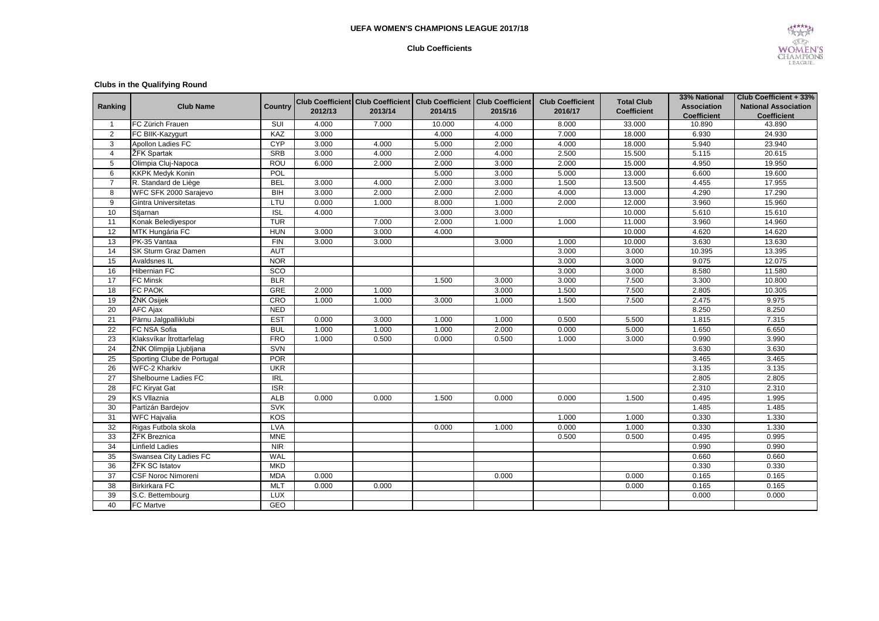# UEFA WOMEN'S CHAMPIONS LEAGUE 2017/18

## Club Coefficients

### Clubs in the Qualifying Round

| Ranking | Club Name | Country | Club Coefficient 2012/13 | Club Coefficient 2013/14 | Club Coefficient 2014/15 | Club Coefficient 2015/16 | Club Coefficient 2016/17 | Total Club Coefficient | 33% National Association Coefficient | Club Coefficient + 33% National Association Coefficient |
|---|---|---|---|---|---|---|---|---|---|---|
| 1 | FC Zürich Frauen | SUI | 4.000 | 7.000 | 10.000 | 4.000 | 8.000 | 33.000 | 10.890 | 43.890 |
| 2 | FC BIIK-Kazygurt | KAZ | 3.000 | | 4.000 | 4.000 | 7.000 | 18.000 | 6.930 | 24.930 |
| 3 | Apollon Ladies FC | CYP | 3.000 | 4.000 | 5.000 | 2.000 | 4.000 | 18.000 | 5.940 | 23.940 |
| 4 | ŽFK Spartak | SRB | 3.000 | 4.000 | 2.000 | 4.000 | 2.500 | 15.500 | 5.115 | 20.615 |
| 5 | Olimpia Cluj-Napoca | ROU | 6.000 | 2.000 | 2.000 | 3.000 | 2.000 | 15.000 | 4.950 | 19.950 |
| 6 | KKPK Medyk Konin | POL | | | 5.000 | 3.000 | 5.000 | 13.000 | 6.600 | 19.600 |
| 7 | R. Standard de Liège | BEL | 3.000 | 4.000 | 2.000 | 3.000 | 1.500 | 13.500 | 4.455 | 17.955 |
| 8 | WFC SFK 2000 Sarajevo | BIH | 3.000 | 2.000 | 2.000 | 2.000 | 4.000 | 13.000 | 4.290 | 17.290 |
| 9 | Gintra Universitetas | LTU | 0.000 | 1.000 | 8.000 | 1.000 | 2.000 | 12.000 | 3.960 | 15.960 |
| 10 | Stjarnan | ISL | 4.000 | | 3.000 | 3.000 | | 10.000 | 5.610 | 15.610 |
| 11 | Konak Belediyespor | TUR | | 7.000 | 2.000 | 1.000 | 1.000 | 11.000 | 3.960 | 14.960 |
| 12 | MTK Hungária FC | HUN | 3.000 | 3.000 | 4.000 | | | 10.000 | 4.620 | 14.620 |
| 13 | PK-35 Vantaa | FIN | 3.000 | 3.000 | | 3.000 | 1.000 | 10.000 | 3.630 | 13.630 |
| 14 | SK Sturm Graz Damen | AUT | | | | | 3.000 | 3.000 | 10.395 | 13.395 |
| 15 | Avaldsnes IL | NOR | | | | | 3.000 | 3.000 | 9.075 | 12.075 |
| 16 | Hibernian FC | SCO | | | | | 3.000 | 3.000 | 8.580 | 11.580 |
| 17 | FC Minsk | BLR | | | 1.500 | 3.000 | 3.000 | 7.500 | 3.300 | 10.800 |
| 18 | FC PAOK | GRE | 2.000 | 1.000 | | 3.000 | 1.500 | 7.500 | 2.805 | 10.305 |
| 19 | ŽNK Osijek | CRO | 1.000 | 1.000 | 3.000 | 1.000 | 1.500 | 7.500 | 2.475 | 9.975 |
| 20 | AFC Ajax | NED | | | | | | | 8.250 | 8.250 |
| 21 | Pärnu Jalgpalliklubi | EST | 0.000 | 3.000 | 1.000 | 1.000 | 0.500 | 5.500 | 1.815 | 7.315 |
| 22 | FC NSA Sofia | BUL | 1.000 | 1.000 | 1.000 | 2.000 | 0.000 | 5.000 | 1.650 | 6.650 |
| 23 | Klaksvíkar Ítrottarfelag | FRO | 1.000 | 0.500 | 0.000 | 0.500 | 1.000 | 3.000 | 0.990 | 3.990 |
| 24 | ŽNK Olimpija Ljubljana | SVN | | | | | | | 3.630 | 3.630 |
| 25 | Sporting Clube de Portugal | POR | | | | | | | 3.465 | 3.465 |
| 26 | WFC-2 Kharkiv | UKR | | | | | | | 3.135 | 3.135 |
| 27 | Shelbourne Ladies FC | IRL | | | | | | | 2.805 | 2.805 |
| 28 | FC Kiryat Gat | ISR | | | | | | | 2.310 | 2.310 |
| 29 | KS Vllaznia | ALB | 0.000 | 0.000 | 1.500 | 0.000 | 0.000 | 1.500 | 0.495 | 1.995 |
| 30 | Partizán Bardejov | SVK | | | | | | | 1.485 | 1.485 |
| 31 | WFC Hajvalia | KOS | | | | | 1.000 | 1.000 | 0.330 | 1.330 |
| 32 | Rigas Futbola skola | LVA | | | 0.000 | 1.000 | 0.000 | 1.000 | 0.330 | 1.330 |
| 33 | ŽFK Breznica | MNE | | | | | 0.500 | 0.500 | 0.495 | 0.995 |
| 34 | Linfield Ladies | NIR | | | | | | | 0.990 | 0.990 |
| 35 | Swansea City Ladies FC | WAL | | | | | | | 0.660 | 0.660 |
| 36 | ŽFK SC Istatov | MKD | | | | | | | 0.330 | 0.330 |
| 37 | CSF Noroc Nimoreni | MDA | 0.000 | | | 0.000 | | 0.000 | 0.165 | 0.165 |
| 38 | Birkirkara FC | MLT | 0.000 | 0.000 | | | | 0.000 | 0.165 | 0.165 |
| 39 | S.C. Bettembourg | LUX | | | | | | | 0.000 | 0.000 |
| 40 | FC Martve | GEO | | | | | | | | |